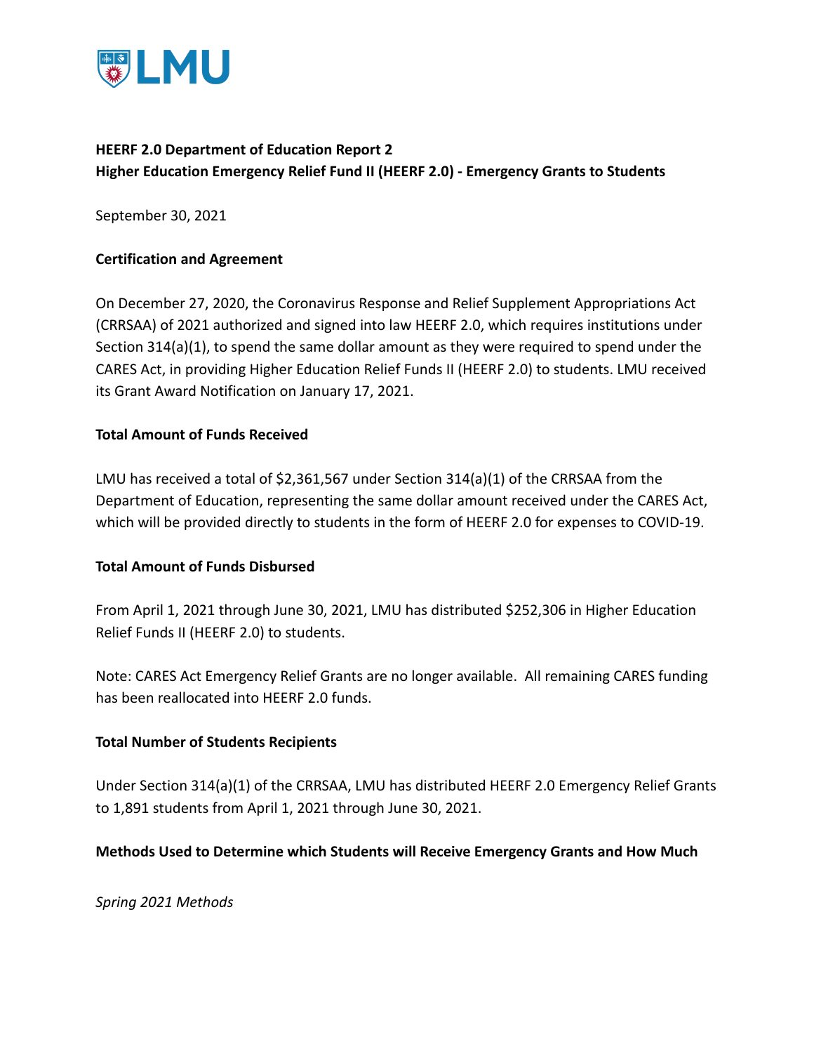LMU

**HEERF 2.0 Department of Education Report 2**
**Higher Education Emergency Relief Fund II (HEERF 2.0) - Emergency Grants to Students**

September 30, 2021

**Certification and Agreement**

On December 27, 2020, the Coronavirus Response and Relief Supplement Appropriations Act (CRRSAA) of 2021 authorized and signed into law HEERF 2.0, which requires institutions under Section 314(a)(1), to spend the same dollar amount as they were required to spend under the CARES Act, in providing Higher Education Relief Funds II (HEERF 2.0) to students. LMU received its Grant Award Notification on January 17, 2021.

**Total Amount of Funds Received**

LMU has received a total of $2,361,567 under Section 314(a)(1) of the CRRSAA from the Department of Education, representing the same dollar amount received under the CARES Act, which will be provided directly to students in the form of HEERF 2.0 for expenses to COVID-19.

**Total Amount of Funds Disbursed**

From April 1, 2021 through June 30, 2021, LMU has distributed $252,306 in Higher Education Relief Funds II (HEERF 2.0) to students.

Note: CARES Act Emergency Relief Grants are no longer available. All remaining CARES funding has been reallocated into HEERF 2.0 funds.

**Total Number of Students Recipients**

Under Section 314(a)(1) of the CRRSAA, LMU has distributed HEERF 2.0 Emergency Relief Grants to 1,891 students from April 1, 2021 through June 30, 2021.

**Methods Used to Determine which Students will Receive Emergency Grants and How Much**

*Spring 2021 Methods*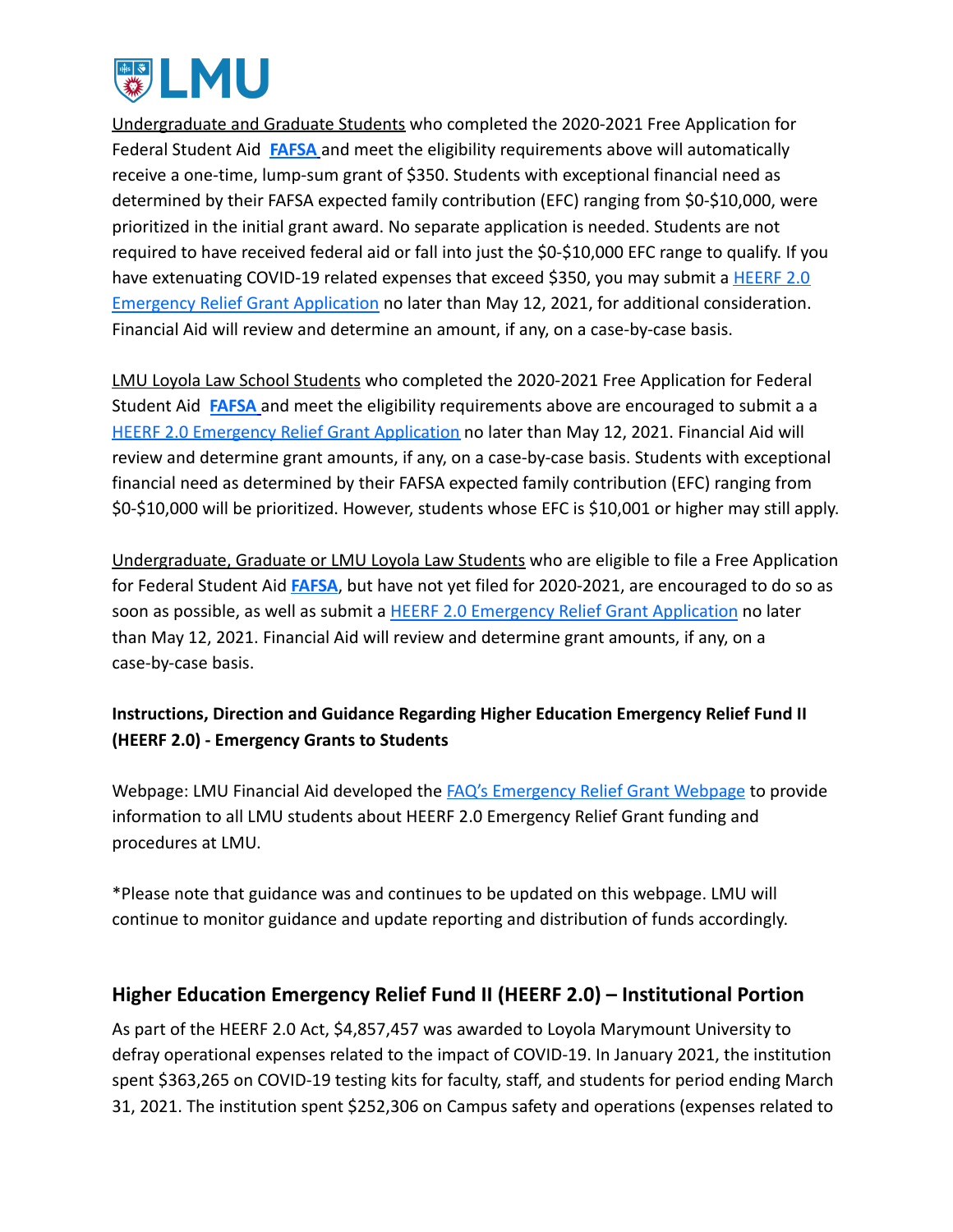Undergraduate and Graduate Students who completed the 2020-2021 Free Application for Federal Student Aid **FAFSA** and meet the eligibility requirements above will automatically receive a one-time, lump-sum grant of $350. Students with exceptional financial need as determined by their FAFSA expected family contribution (EFC) ranging from $0-$10,000, were prioritized in the initial grant award. No separate application is needed. Students are not required to have received federal aid or fall into just the $0-$10,000 EFC range to qualify. If you have extenuating COVID-19 related expenses that exceed $350, you may submit a HEERF 2.0 Emergency Relief Grant Application no later than May 12, 2021, for additional consideration. Financial Aid will review and determine an amount, if any, on a case-by-case basis.

LMU Loyola Law School Students who completed the 2020-2021 Free Application for Federal Student Aid **FAFSA** and meet the eligibility requirements above are encouraged to submit a a HEERF 2.0 Emergency Relief Grant Application no later than May 12, 2021. Financial Aid will review and determine grant amounts, if any, on a case-by-case basis. Students with exceptional financial need as determined by their FAFSA expected family contribution (EFC) ranging from $0-$10,000 will be prioritized. However, students whose EFC is $10,001 or higher may still apply.

Undergraduate, Graduate or LMU Loyola Law Students who are eligible to file a Free Application for Federal Student Aid **FAFSA**, but have not yet filed for 2020-2021, are encouraged to do so as soon as possible, as well as submit a HEERF 2.0 Emergency Relief Grant Application no later than May 12, 2021. Financial Aid will review and determine grant amounts, if any, on a case-by-case basis.

**Instructions, Direction and Guidance Regarding Higher Education Emergency Relief Fund II (HEERF 2.0) - Emergency Grants to Students**

Webpage: LMU Financial Aid developed the FAQ's Emergency Relief Grant Webpage to provide information to all LMU students about HEERF 2.0 Emergency Relief Grant funding and procedures at LMU.

*Please note that guidance was and continues to be updated on this webpage. LMU will continue to monitor guidance and update reporting and distribution of funds accordingly.

## Higher Education Emergency Relief Fund II (HEERF 2.0) – Institutional Portion

As part of the HEERF 2.0 Act, $4,857,457 was awarded to Loyola Marymount University to defray operational expenses related to the impact of COVID-19. In January 2021, the institution spent $363,265 on COVID-19 testing kits for faculty, staff, and students for period ending March 31, 2021. The institution spent $252,306 on Campus safety and operations (expenses related to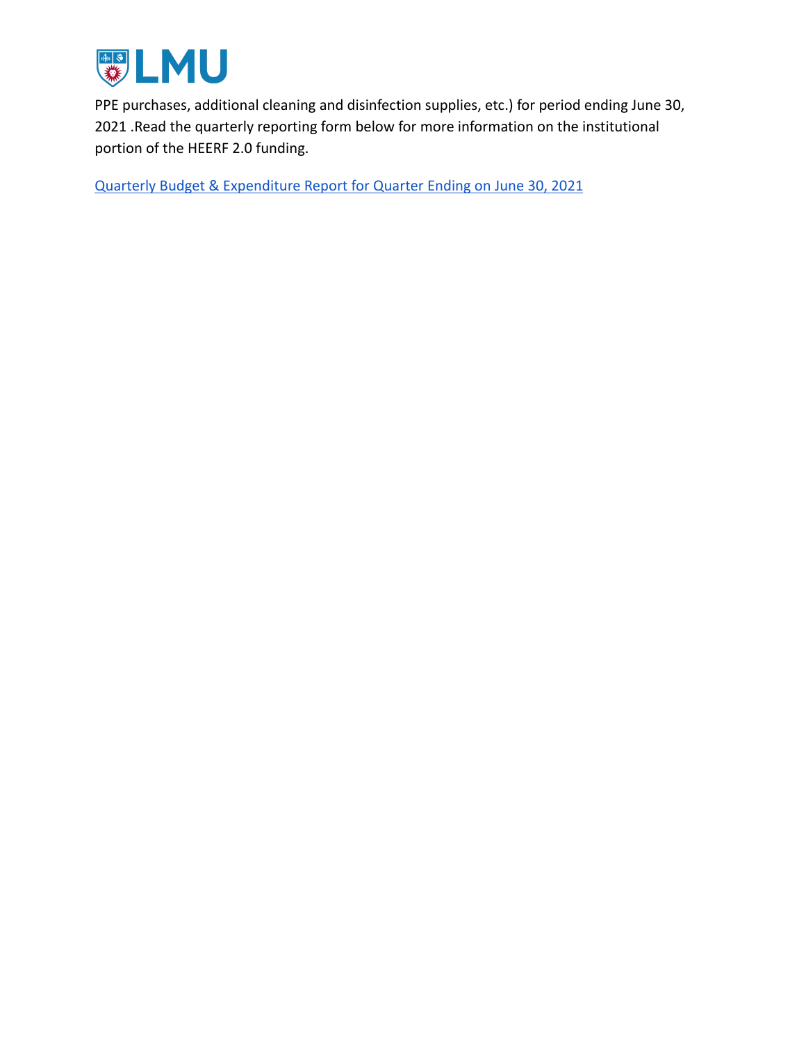PPE purchases, additional cleaning and disinfection supplies, etc.) for period ending June 30, 2021 .Read the quarterly reporting form below for more information on the institutional portion of the HEERF 2.0 funding.

Quarterly Budget & Expenditure Report for Quarter Ending on June 30, 2021